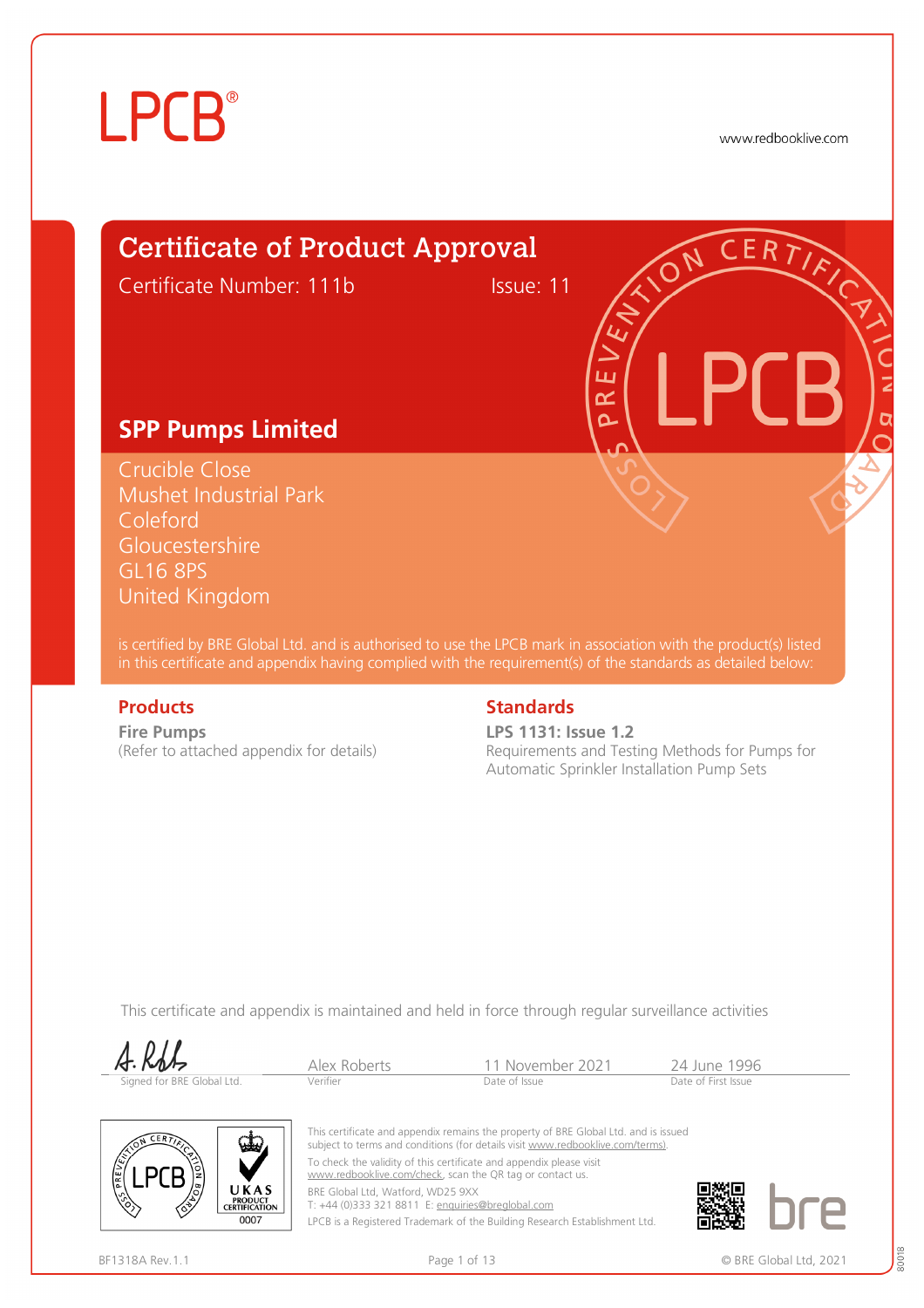LPCB®

www.redbooklive.com

# Certificate of Product Approval

Certificate Number: 111b Issue: 11

## SPP Pumps Limited

Crucible Close
Mushet Industrial Park
Coleford
Gloucestershire
GL16 8PS
United Kingdom

is certified by BRE Global Ltd. and is authorised to use the LPCB mark in association with the product(s) listed in this certificate and appendix having complied with the requirement(s) of the standards as detailed below:

### Products

**Fire Pumps**
(Refer to attached appendix for details)

### Standards

**LPS 1131: Issue 1.2**
Requirements and Testing Methods for Pumps for Automatic Sprinkler Installation Pump Sets

This certificate and appendix is maintained and held in force through regular surveillance activities

| Signed for BRE Global Ltd. | Alex Roberts | 11 November 2021 | 24 June 1996 |
|---|---|---|---|
| | Verifier | Date of Issue | Date of First Issue |

This certificate and appendix remains the property of BRE Global Ltd. and is issued subject to terms and conditions (for details visit www.redbooklive.com/terms).

To check the validity of this certificate and appendix please visit www.redbooklive.com/check, scan the QR tag or contact us.

BRE Global Ltd, Watford, WD25 9XX
T: +44 (0)333 321 8811 E: enquiries@breglobal.com

LPCB is a Registered Trademark of the Building Research Establishment Ltd.

UKAS PRODUCT CERTIFICATION 0007

BF1318A Rev.1.1

© BRE Global Ltd, 2021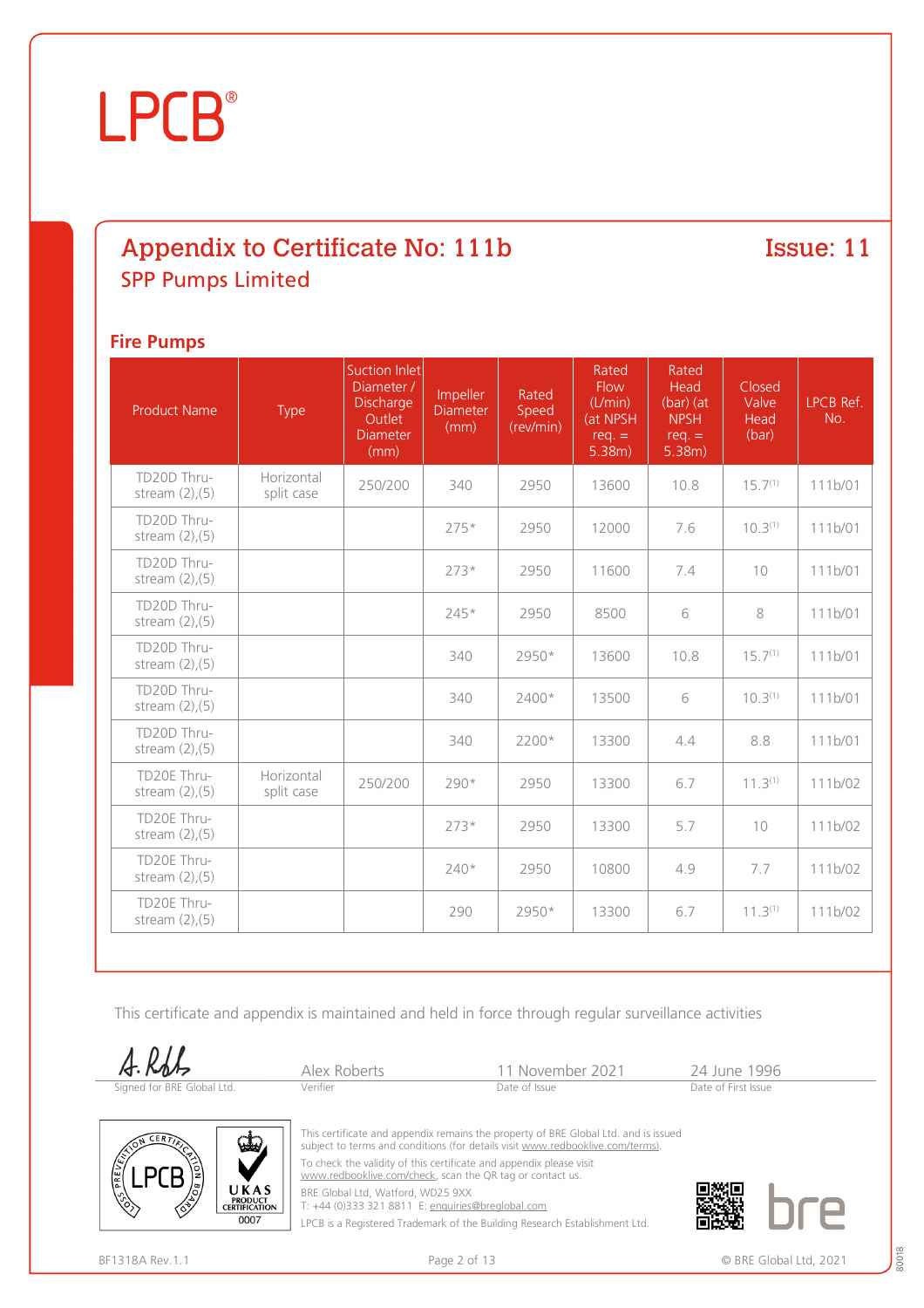## Appendix to Certificate No: 111b

**Issue: 11**

### SPP Pumps Limited

### Fire Pumps

| Product Name | Type | Suction Inlet Diameter / Discharge Outlet Diameter (mm) | Impeller Diameter (mm) | Rated Speed (rev/min) | Rated Flow (L/min) (at NPSH req. = 5.38m) | Rated Head (bar) (at NPSH req. = 5.38m) | Closed Valve Head (bar) | LPCB Ref. No. |
|---|---|---|---|---|---|---|---|---|
| TD20D Thru-stream (2),(5) | Horizontal split case | 250/200 | 340 | 2950 | 13600 | 10.8 | 15.7(1) | 111b/01 |
| TD20D Thru-stream (2),(5) | | | 275* | 2950 | 12000 | 7.6 | 10.3(1) | 111b/01 |
| TD20D Thru-stream (2),(5) | | | 273* | 2950 | 11600 | 7.4 | 10 | 111b/01 |
| TD20D Thru-stream (2),(5) | | | 245* | 2950 | 8500 | 6 | 8 | 111b/01 |
| TD20D Thru-stream (2),(5) | | | 340 | 2950* | 13600 | 10.8 | 15.7(1) | 111b/01 |
| TD20D Thru-stream (2),(5) | | | 340 | 2400* | 13500 | 6 | 10.3(1) | 111b/01 |
| TD20D Thru-stream (2),(5) | | | 340 | 2200* | 13300 | 4.4 | 8.8 | 111b/01 |
| TD20E Thru-stream (2),(5) | Horizontal split case | 250/200 | 290* | 2950 | 13300 | 6.7 | 11.3(1) | 111b/02 |
| TD20E Thru-stream (2),(5) | | | 273* | 2950 | 13300 | 5.7 | 10 | 111b/02 |
| TD20E Thru-stream (2),(5) | | | 240* | 2950 | 10800 | 4.9 | 7.7 | 111b/02 |
| TD20E Thru-stream (2),(5) | | | 290 | 2950* | 13300 | 6.7 | 11.3(1) | 111b/02 |

This certificate and appendix is maintained and held in force through regular surveillance activities

| Signed for BRE Global Ltd. | Alex Roberts | 11 November 2021 | 24 June 1996 |
|---|---|---|---|
| | Verifier | Date of Issue | Date of First Issue |

This certificate and appendix remains the property of BRE Global Ltd. and is issued subject to terms and conditions (for details visit www.redbooklive.com/terms).

To check the validity of this certificate and appendix please visit www.redbooklive.com/check, scan the QR tag or contact us.

BRE Global Ltd, Watford, WD25 9XX
T: +44 (0)333 321 8811 E: enquiries@breglobal.com

LPCB is a Registered Trademark of the Building Research Establishment Ltd.

BF1318A Rev.1.1

© BRE Global Ltd, 2021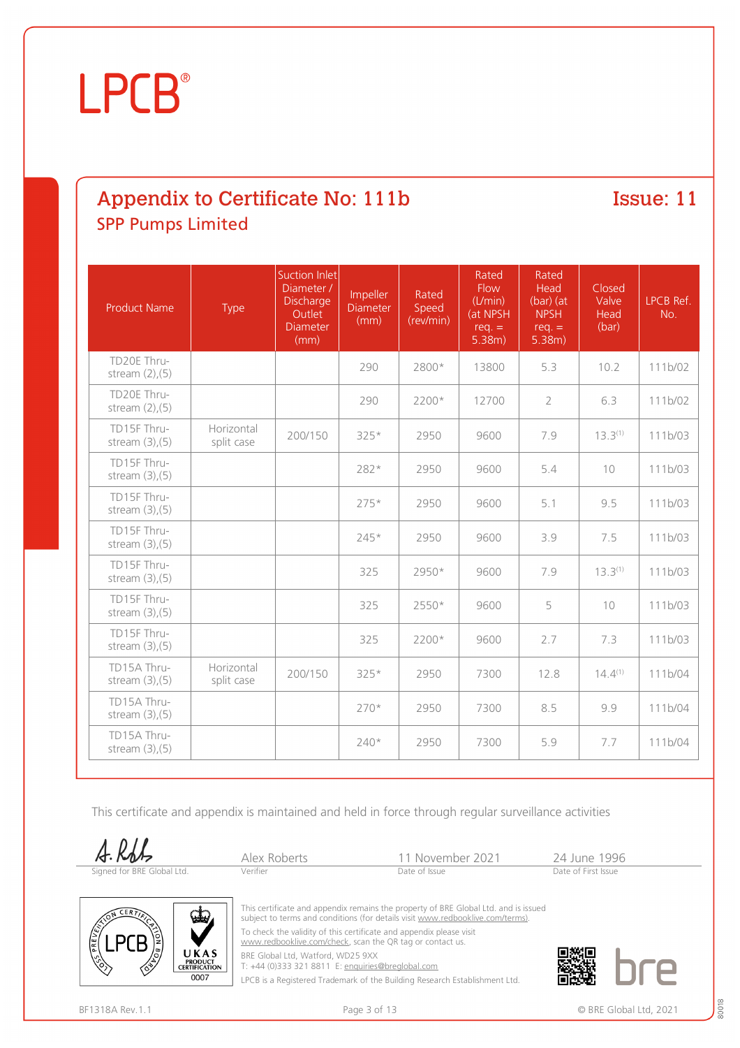# LPCB®

## Appendix to Certificate No: 111b

## Issue: 11

### SPP Pumps Limited

| Product Name | Type | Suction Inlet Diameter / Discharge Outlet Diameter (mm) | Impeller Diameter (mm) | Rated Speed (rev/min) | Rated Flow (L/min) (at NPSH req. = 5.38m) | Rated Head (bar) (at NPSH req. = 5.38m) | Closed Valve Head (bar) | LPCB Ref. No. |
|---|---|---|---|---|---|---|---|---|
| TD20E Thru-stream (2),(5) | | | 290 | 2800* | 13800 | 5.3 | 10.2 | 111b/02 |
| TD20E Thru-stream (2),(5) | | | 290 | 2200* | 12700 | 2 | 6.3 | 111b/02 |
| TD15F Thru-stream (3),(5) | Horizontal split case | 200/150 | 325* | 2950 | 9600 | 7.9 | 13.3(1) | 111b/03 |
| TD15F Thru-stream (3),(5) | | | 282* | 2950 | 9600 | 5.4 | 10 | 111b/03 |
| TD15F Thru-stream (3),(5) | | | 275* | 2950 | 9600 | 5.1 | 9.5 | 111b/03 |
| TD15F Thru-stream (3),(5) | | | 245* | 2950 | 9600 | 3.9 | 7.5 | 111b/03 |
| TD15F Thru-stream (3),(5) | | | 325 | 2950* | 9600 | 7.9 | 13.3(1) | 111b/03 |
| TD15F Thru-stream (3),(5) | | | 325 | 2550* | 9600 | 5 | 10 | 111b/03 |
| TD15F Thru-stream (3),(5) | | | 325 | 2200* | 9600 | 2.7 | 7.3 | 111b/03 |
| TD15A Thru-stream (3),(5) | Horizontal split case | 200/150 | 325* | 2950 | 7300 | 12.8 | 14.4(1) | 111b/04 |
| TD15A Thru-stream (3),(5) | | | 270* | 2950 | 7300 | 8.5 | 9.9 | 111b/04 |
| TD15A Thru-stream (3),(5) | | | 240* | 2950 | 7300 | 5.9 | 7.7 | 111b/04 |

This certificate and appendix is maintained and held in force through regular surveillance activities

| Signed for BRE Global Ltd. | Alex Roberts | 11 November 2021 | 24 June 1996 |
|---|---|---|---|
| | Verifier | Date of Issue | Date of First Issue |

This certificate and appendix remains the property of BRE Global Ltd. and is issued subject to terms and conditions (for details visit www.redbooklive.com/terms).

To check the validity of this certificate and appendix please visit www.redbooklive.com/check, scan the QR tag or contact us.

BRE Global Ltd, Watford, WD25 9XX
T: +44 (0)333 321 8811 E: enquiries@breglobal.com

LPCB is a Registered Trademark of the Building Research Establishment Ltd.

BF1318A Rev.1.1

© BRE Global Ltd, 2021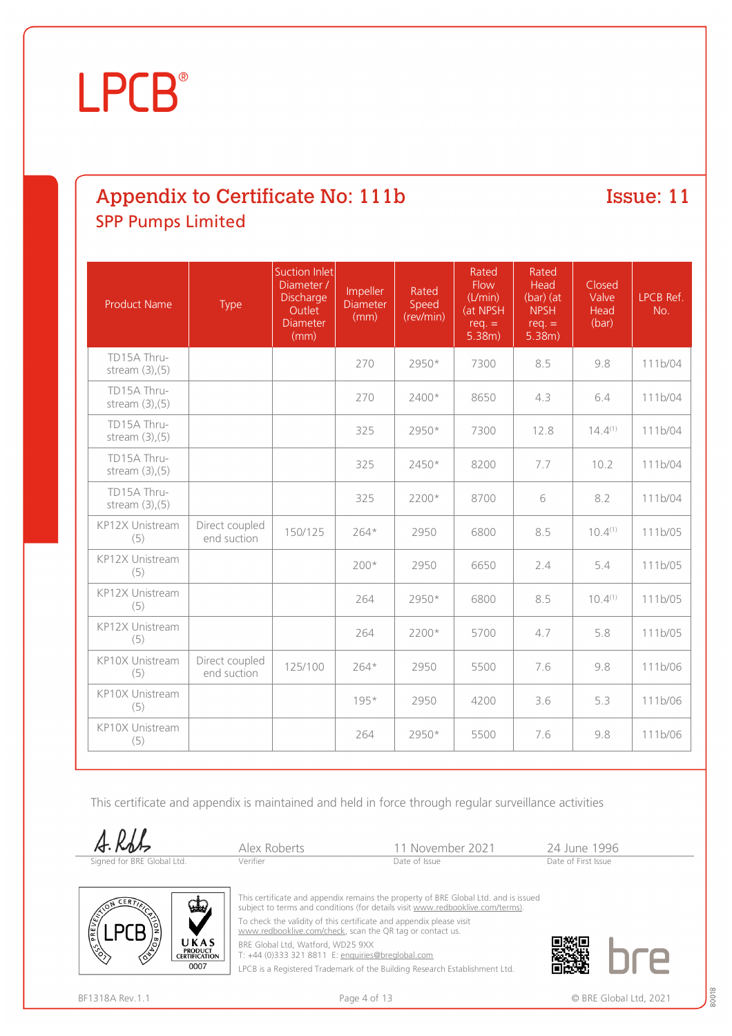LPCB®

## Appendix to Certificate No: 111b

**Issue: 11**

### SPP Pumps Limited

| Product Name | Type | Suction Inlet Diameter / Discharge Outlet Diameter (mm) | Impeller Diameter (mm) | Rated Speed (rev/min) | Rated Flow (L/min) (at NPSH req. = 5.38m) | Rated Head (bar) (at NPSH req. = 5.38m) | Closed Valve Head (bar) | LPCB Ref. No. |
|---|---|---|---|---|---|---|---|---|
| TD15A Thru-stream (3),(5) | | | 270 | 2950* | 7300 | 8.5 | 9.8 | 111b/04 |
| TD15A Thru-stream (3),(5) | | | 270 | 2400* | 8650 | 4.3 | 6.4 | 111b/04 |
| TD15A Thru-stream (3),(5) | | | 325 | 2950* | 7300 | 12.8 | 14.4(1) | 111b/04 |
| TD15A Thru-stream (3),(5) | | | 325 | 2450* | 8200 | 7.7 | 10.2 | 111b/04 |
| TD15A Thru-stream (3),(5) | | | 325 | 2200* | 8700 | 6 | 8.2 | 111b/04 |
| KP12X Unistream (5) | Direct coupled end suction | 150/125 | 264* | 2950 | 6800 | 8.5 | 10.4(1) | 111b/05 |
| KP12X Unistream (5) | | | 200* | 2950 | 6650 | 2.4 | 5.4 | 111b/05 |
| KP12X Unistream (5) | | | 264 | 2950* | 6800 | 8.5 | 10.4(1) | 111b/05 |
| KP12X Unistream (5) | | | 264 | 2200* | 5700 | 4.7 | 5.8 | 111b/05 |
| KP10X Unistream (5) | Direct coupled end suction | 125/100 | 264* | 2950 | 5500 | 7.6 | 9.8 | 111b/06 |
| KP10X Unistream (5) | | | 195* | 2950 | 4200 | 3.6 | 5.3 | 111b/06 |
| KP10X Unistream (5) | | | 264 | 2950* | 5500 | 7.6 | 9.8 | 111b/06 |

This certificate and appendix is maintained and held in force through regular surveillance activities

| Signed for BRE Global Ltd. | Alex Roberts (Verifier) | 11 November 2021 (Date of Issue) | 24 June 1996 (Date of First Issue) |
|---|---|---|---|

This certificate and appendix remains the property of BRE Global Ltd. and is issued subject to terms and conditions (for details visit www.redbooklive.com/terms).

To check the validity of this certificate and appendix please visit www.redbooklive.com/check, scan the QR tag or contact us.

BRE Global Ltd, Watford, WD25 9XX
T: +44 (0)333 321 8811 E: enquiries@breglobal.com

LPCB is a Registered Trademark of the Building Research Establishment Ltd.

BF1318A Rev.1.1

© BRE Global Ltd, 2021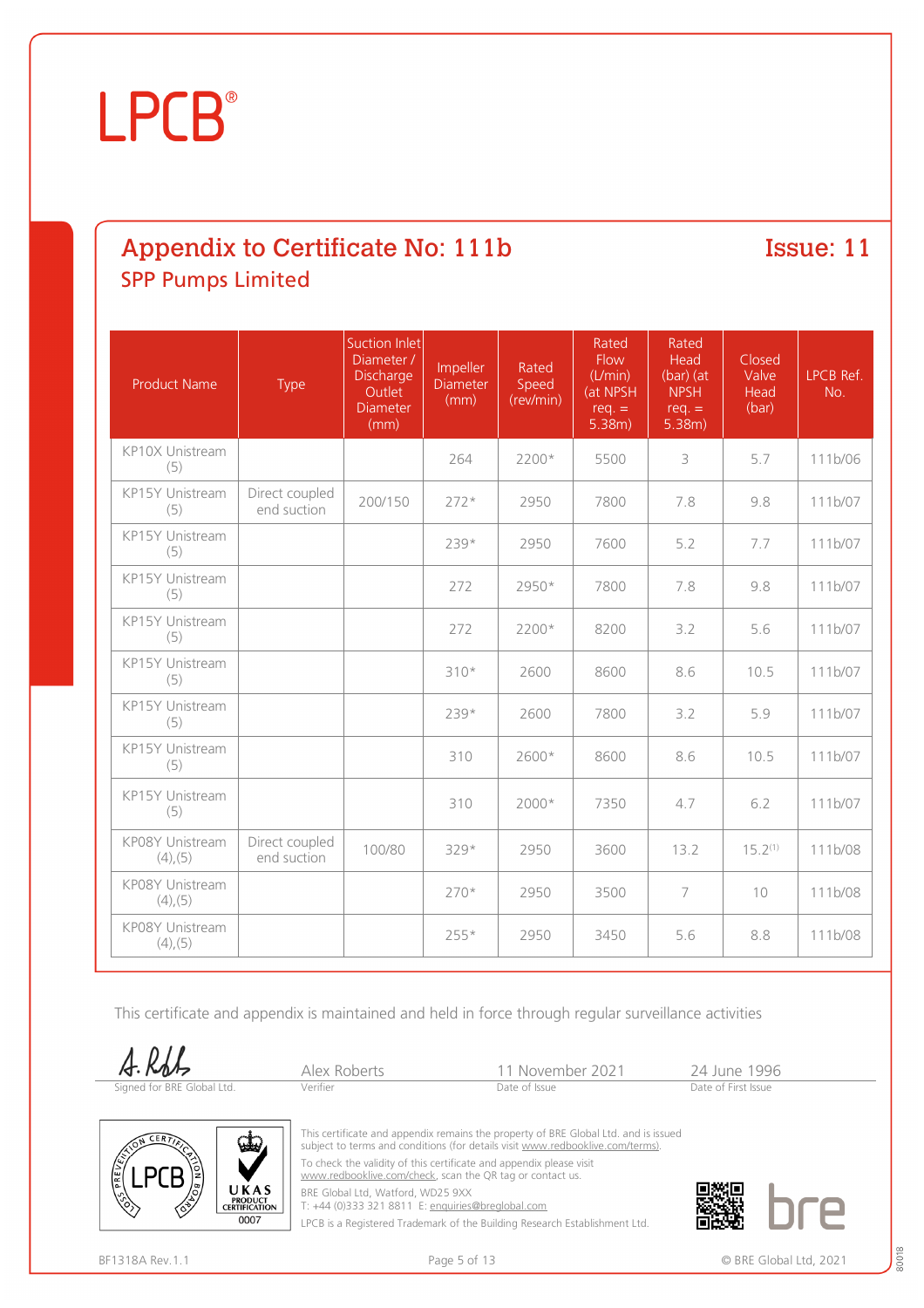# LPCB®

## Appendix to Certificate No: 111b — Issue: 11

### SPP Pumps Limited

| Product Name | Type | Suction Inlet Diameter / Discharge Outlet Diameter (mm) | Impeller Diameter (mm) | Rated Speed (rev/min) | Rated Flow (L/min) (at NPSH req. = 5.38m) | Rated Head (bar) (at NPSH req. = 5.38m) | Closed Valve Head (bar) | LPCB Ref. No. |
|---|---|---|---|---|---|---|---|---|
| KP10X Unistream (5) | | | 264 | 2200* | 5500 | 3 | 5.7 | 111b/06 |
| KP15Y Unistream (5) | Direct coupled end suction | 200/150 | 272* | 2950 | 7800 | 7.8 | 9.8 | 111b/07 |
| KP15Y Unistream (5) | | | 239* | 2950 | 7600 | 5.2 | 7.7 | 111b/07 |
| KP15Y Unistream (5) | | | 272 | 2950* | 7800 | 7.8 | 9.8 | 111b/07 |
| KP15Y Unistream (5) | | | 272 | 2200* | 8200 | 3.2 | 5.6 | 111b/07 |
| KP15Y Unistream (5) | | | 310* | 2600 | 8600 | 8.6 | 10.5 | 111b/07 |
| KP15Y Unistream (5) | | | 239* | 2600 | 7800 | 3.2 | 5.9 | 111b/07 |
| KP15Y Unistream (5) | | | 310 | 2600* | 8600 | 8.6 | 10.5 | 111b/07 |
| KP15Y Unistream (5) | | | 310 | 2000* | 7350 | 4.7 | 6.2 | 111b/07 |
| KP08Y Unistream (4),(5) | Direct coupled end suction | 100/80 | 329* | 2950 | 3600 | 13.2 | 15.2(1) | 111b/08 |
| KP08Y Unistream (4),(5) | | | 270* | 2950 | 3500 | 7 | 10 | 111b/08 |
| KP08Y Unistream (4),(5) | | | 255* | 2950 | 3450 | 5.6 | 8.8 | 111b/08 |

This certificate and appendix is maintained and held in force through regular surveillance activities

Signed for BRE Global Ltd. — Alex Roberts, Verifier — 11 November 2021, Date of Issue — 24 June 1996, Date of First Issue

This certificate and appendix remains the property of BRE Global Ltd. and is issued subject to terms and conditions (for details visit www.redbooklive.com/terms).

To check the validity of this certificate and appendix please visit www.redbooklive.com/check, scan the QR tag or contact us.

BRE Global Ltd, Watford, WD25 9XX
T: +44 (0)333 321 8811 E: enquiries@breglobal.com

LPCB is a Registered Trademark of the Building Research Establishment Ltd.

UKAS Product Certification 0007

BF1318A Rev.1.1 — © BRE Global Ltd, 2021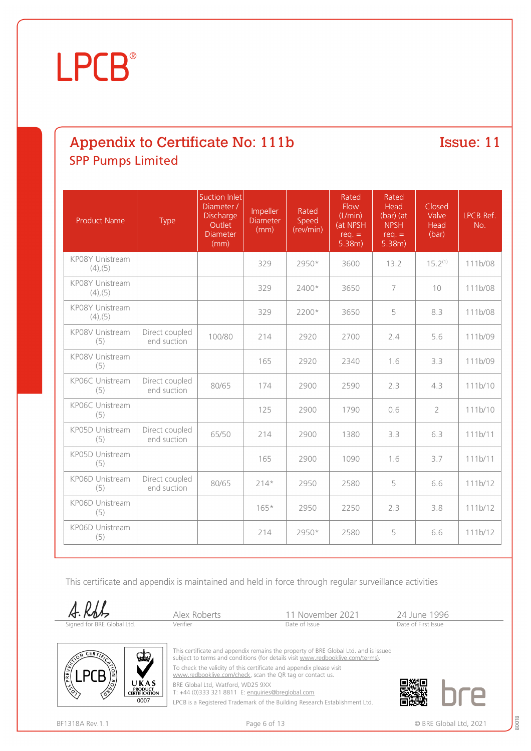# LPCB®

## Appendix to Certificate No: 111b

**Issue: 11**

### SPP Pumps Limited

| Product Name | Type | Suction Inlet Diameter / Discharge Outlet Diameter (mm) | Impeller Diameter (mm) | Rated Speed (rev/min) | Rated Flow (L/min) (at NPSH req. = 5.38m) | Rated Head (bar) (at NPSH req. = 5.38m) | Closed Valve Head (bar) | LPCB Ref. No. |
|---|---|---|---|---|---|---|---|---|
| KP08Y Unistream (4),(5) | | | 329 | 2950* | 3600 | 13.2 | 15.2(1) | 111b/08 |
| KP08Y Unistream (4),(5) | | | 329 | 2400* | 3650 | 7 | 10 | 111b/08 |
| KP08Y Unistream (4),(5) | | | 329 | 2200* | 3650 | 5 | 8.3 | 111b/08 |
| KP08V Unistream (5) | Direct coupled end suction | 100/80 | 214 | 2920 | 2700 | 2.4 | 5.6 | 111b/09 |
| KP08V Unistream (5) | | | 165 | 2920 | 2340 | 1.6 | 3.3 | 111b/09 |
| KP06C Unistream (5) | Direct coupled end suction | 80/65 | 174 | 2900 | 2590 | 2.3 | 4.3 | 111b/10 |
| KP06C Unistream (5) | | | 125 | 2900 | 1790 | 0.6 | 2 | 111b/10 |
| KP05D Unistream (5) | Direct coupled end suction | 65/50 | 214 | 2900 | 1380 | 3.3 | 6.3 | 111b/11 |
| KP05D Unistream (5) | | | 165 | 2900 | 1090 | 1.6 | 3.7 | 111b/11 |
| KP06D Unistream (5) | Direct coupled end suction | 80/65 | 214* | 2950 | 2580 | 5 | 6.6 | 111b/12 |
| KP06D Unistream (5) | | | 165* | 2950 | 2250 | 2.3 | 3.8 | 111b/12 |
| KP06D Unistream (5) | | | 214 | 2950* | 2580 | 5 | 6.6 | 111b/12 |

This certificate and appendix is maintained and held in force through regular surveillance activities

| Signed for BRE Global Ltd. | Verifier | Date of Issue | Date of First Issue |
|---|---|---|---|
| A. Robb | Alex Roberts | 11 November 2021 | 24 June 1996 |

This certificate and appendix remains the property of BRE Global Ltd. and is issued subject to terms and conditions (for details visit www.redbooklive.com/terms).

To check the validity of this certificate and appendix please visit www.redbooklive.com/check, scan the QR tag or contact us.

BRE Global Ltd, Watford, WD25 9XX
T: +44 (0)333 321 8811 E: enquiries@breglobal.com

LPCB is a Registered Trademark of the Building Research Establishment Ltd.

BF1318A Rev.1.1

© BRE Global Ltd, 2021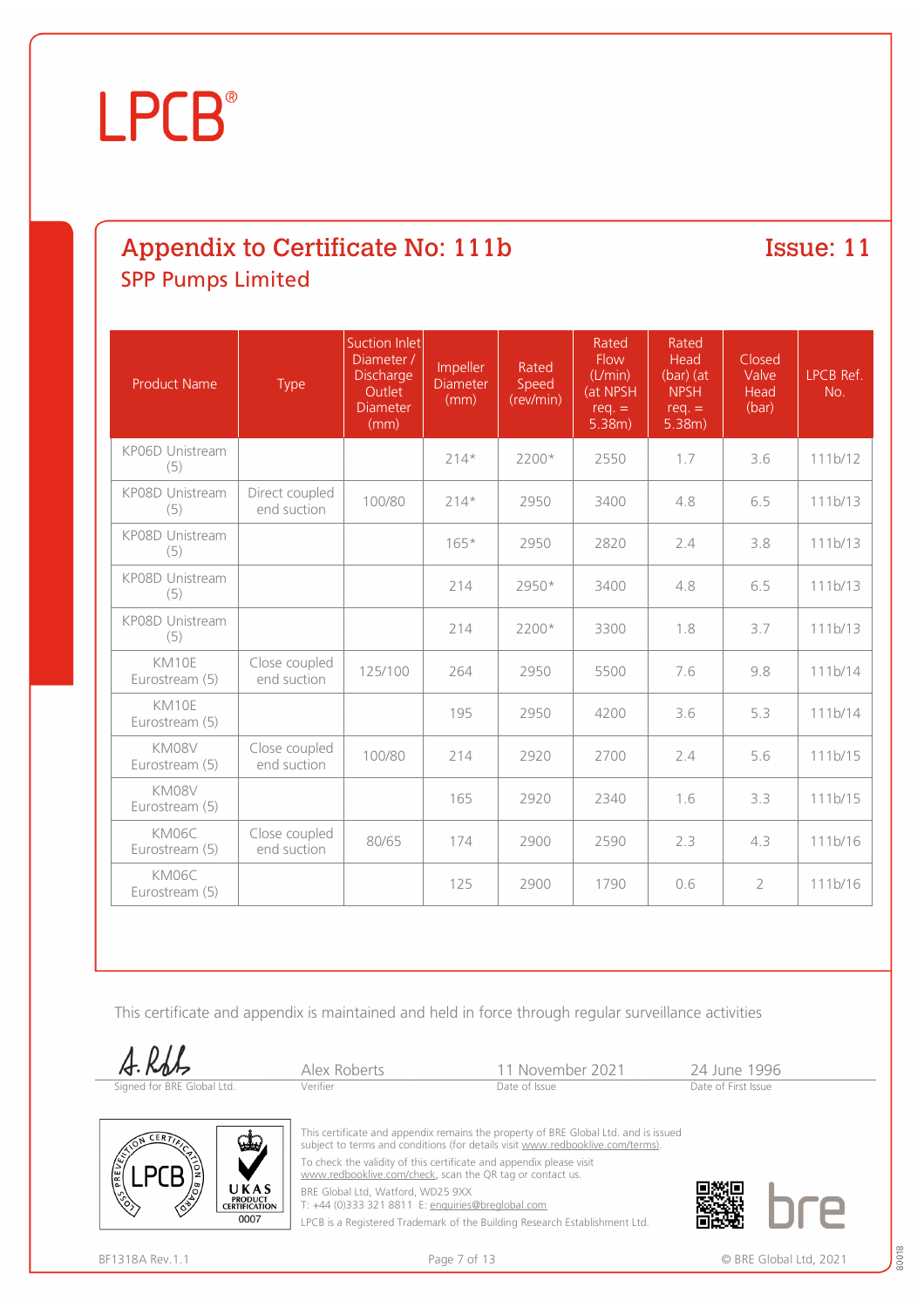# LPCB®

## Appendix to Certificate No: 111b

## Issue: 11

### SPP Pumps Limited

| Product Name | Type | Suction Inlet Diameter / Discharge Outlet Diameter (mm) | Impeller Diameter (mm) | Rated Speed (rev/min) | Rated Flow (L/min) (at NPSH req. = 5.38m) | Rated Head (bar) (at NPSH req. = 5.38m) | Closed Valve Head (bar) | LPCB Ref. No. |
|---|---|---|---|---|---|---|---|---|
| KP06D Unistream (5) | | | 214* | 2200* | 2550 | 1.7 | 3.6 | 111b/12 |
| KP08D Unistream (5) | Direct coupled end suction | 100/80 | 214* | 2950 | 3400 | 4.8 | 6.5 | 111b/13 |
| KP08D Unistream (5) | | | 165* | 2950 | 2820 | 2.4 | 3.8 | 111b/13 |
| KP08D Unistream (5) | | | 214 | 2950* | 3400 | 4.8 | 6.5 | 111b/13 |
| KP08D Unistream (5) | | | 214 | 2200* | 3300 | 1.8 | 3.7 | 111b/13 |
| KM10E Eurostream (5) | Close coupled end suction | 125/100 | 264 | 2950 | 5500 | 7.6 | 9.8 | 111b/14 |
| KM10E Eurostream (5) | | | 195 | 2950 | 4200 | 3.6 | 5.3 | 111b/14 |
| KM08V Eurostream (5) | Close coupled end suction | 100/80 | 214 | 2920 | 2700 | 2.4 | 5.6 | 111b/15 |
| KM08V Eurostream (5) | | | 165 | 2920 | 2340 | 1.6 | 3.3 | 111b/15 |
| KM06C Eurostream (5) | Close coupled end suction | 80/65 | 174 | 2900 | 2590 | 2.3 | 4.3 | 111b/16 |
| KM06C Eurostream (5) | | | 125 | 2900 | 1790 | 0.6 | 2 | 111b/16 |

This certificate and appendix is maintained and held in force through regular surveillance activities

| Signed for BRE Global Ltd. | Alex Roberts | 11 November 2021 | 24 June 1996 |
|---|---|---|---|
| | Verifier | Date of Issue | Date of First Issue |

This certificate and appendix remains the property of BRE Global Ltd. and is issued subject to terms and conditions (for details visit www.redbooklive.com/terms).

To check the validity of this certificate and appendix please visit www.redbooklive.com/check, scan the QR tag or contact us.

BRE Global Ltd, Watford, WD25 9XX

T: +44 (0)333 321 8811 E: enquiries@breglobal.com

LPCB is a Registered Trademark of the Building Research Establishment Ltd.

BF1318A Rev.1.1

© BRE Global Ltd, 2021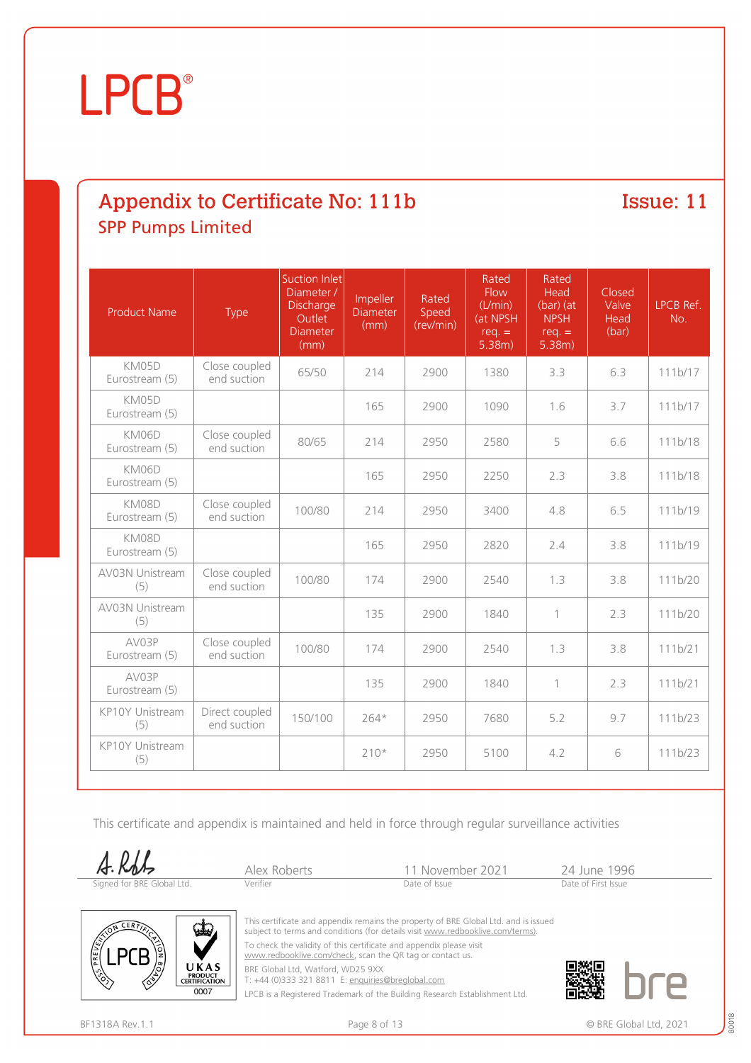# LPCB®

## Appendix to Certificate No: 111b

**Issue: 11**

### SPP Pumps Limited

| Product Name | Type | Suction Inlet Diameter / Discharge Outlet Diameter (mm) | Impeller Diameter (mm) | Rated Speed (rev/min) | Rated Flow (L/min) (at NPSH req. = 5.38m) | Rated Head (bar) (at NPSH req. = 5.38m) | Closed Valve Head (bar) | LPCB Ref. No. |
|---|---|---|---|---|---|---|---|---|
| KM05D Eurostream (5) | Close coupled end suction | 65/50 | 214 | 2900 | 1380 | 3.3 | 6.3 | 111b/17 |
| KM05D Eurostream (5) | | | 165 | 2900 | 1090 | 1.6 | 3.7 | 111b/17 |
| KM06D Eurostream (5) | Close coupled end suction | 80/65 | 214 | 2950 | 2580 | 5 | 6.6 | 111b/18 |
| KM06D Eurostream (5) | | | 165 | 2950 | 2250 | 2.3 | 3.8 | 111b/18 |
| KM08D Eurostream (5) | Close coupled end suction | 100/80 | 214 | 2950 | 3400 | 4.8 | 6.5 | 111b/19 |
| KM08D Eurostream (5) | | | 165 | 2950 | 2820 | 2.4 | 3.8 | 111b/19 |
| AV03N Unistream (5) | Close coupled end suction | 100/80 | 174 | 2900 | 2540 | 1.3 | 3.8 | 111b/20 |
| AV03N Unistream (5) | | | 135 | 2900 | 1840 | 1 | 2.3 | 111b/20 |
| AV03P Eurostream (5) | Close coupled end suction | 100/80 | 174 | 2900 | 2540 | 1.3 | 3.8 | 111b/21 |
| AV03P Eurostream (5) | | | 135 | 2900 | 1840 | 1 | 2.3 | 111b/21 |
| KP10Y Unistream (5) | Direct coupled end suction | 150/100 | 264* | 2950 | 7680 | 5.2 | 9.7 | 111b/23 |
| KP10Y Unistream (5) | | | 210* | 2950 | 5100 | 4.2 | 6 | 111b/23 |

This certificate and appendix is maintained and held in force through regular surveillance activities

| Signed for BRE Global Ltd. | Alex Roberts<br>Verifier | 11 November 2021<br>Date of Issue | 24 June 1996<br>Date of First Issue |
|---|---|---|---|

This certificate and appendix remains the property of BRE Global Ltd. and is issued subject to terms and conditions (for details visit www.redbooklive.com/terms).

To check the validity of this certificate and appendix please visit www.redbooklive.com/check, scan the QR tag or contact us.

BRE Global Ltd, Watford, WD25 9XX
T: +44 (0)333 321 8811 E: enquiries@breglobal.com

LPCB is a Registered Trademark of the Building Research Establishment Ltd.

BF1318A Rev.1.1

© BRE Global Ltd, 2021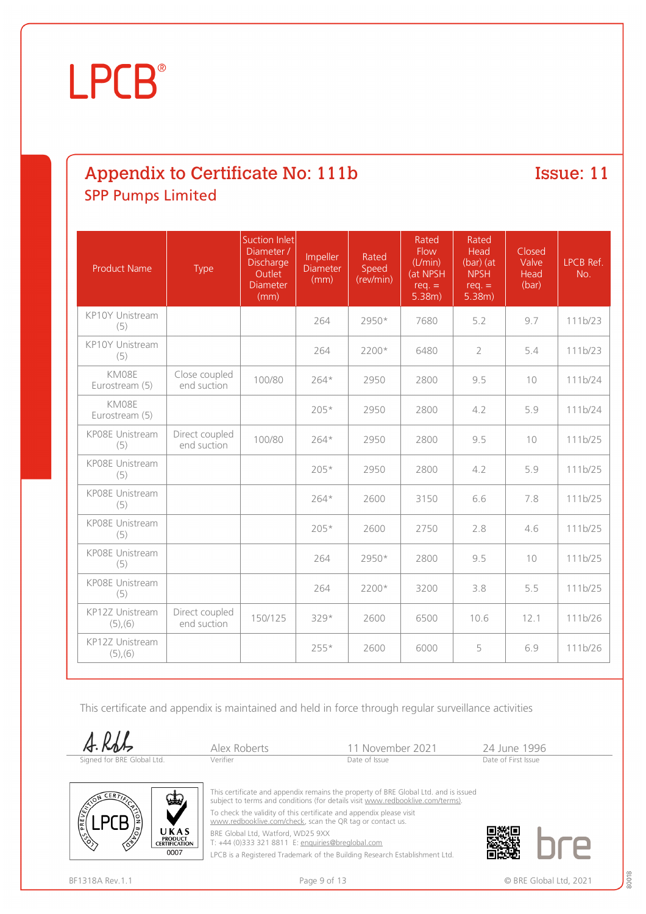LPCB®

## Appendix to Certificate No: 111b

**Issue: 11**

### SPP Pumps Limited

| Product Name | Type | Suction Inlet Diameter / Discharge Outlet Diameter (mm) | Impeller Diameter (mm) | Rated Speed (rev/min) | Rated Flow (L/min) (at NPSH req. = 5.38m) | Rated Head (bar) (at NPSH req. = 5.38m) | Closed Valve Head (bar) | LPCB Ref. No. |
|---|---|---|---|---|---|---|---|---|
| KP10Y Unistream (5) | | | 264 | 2950* | 7680 | 5.2 | 9.7 | 111b/23 |
| KP10Y Unistream (5) | | | 264 | 2200* | 6480 | 2 | 5.4 | 111b/23 |
| KM08E Eurostream (5) | Close coupled end suction | 100/80 | 264* | 2950 | 2800 | 9.5 | 10 | 111b/24 |
| KM08E Eurostream (5) | | | 205* | 2950 | 2800 | 4.2 | 5.9 | 111b/24 |
| KP08E Unistream (5) | Direct coupled end suction | 100/80 | 264* | 2950 | 2800 | 9.5 | 10 | 111b/25 |
| KP08E Unistream (5) | | | 205* | 2950 | 2800 | 4.2 | 5.9 | 111b/25 |
| KP08E Unistream (5) | | | 264* | 2600 | 3150 | 6.6 | 7.8 | 111b/25 |
| KP08E Unistream (5) | | | 205* | 2600 | 2750 | 2.8 | 4.6 | 111b/25 |
| KP08E Unistream (5) | | | 264 | 2950* | 2800 | 9.5 | 10 | 111b/25 |
| KP08E Unistream (5) | | | 264 | 2200* | 3200 | 3.8 | 5.5 | 111b/25 |
| KP12Z Unistream (5),(6) | Direct coupled end suction | 150/125 | 329* | 2600 | 6500 | 10.6 | 12.1 | 111b/26 |
| KP12Z Unistream (5),(6) | | | 255* | 2600 | 6000 | 5 | 6.9 | 111b/26 |

This certificate and appendix is maintained and held in force through regular surveillance activities

| Signed for BRE Global Ltd. | Alex Roberts | 11 November 2021 | 24 June 1996 |
|---|---|---|---|
| | Verifier | Date of Issue | Date of First Issue |

This certificate and appendix remains the property of BRE Global Ltd. and is issued subject to terms and conditions (for details visit www.redbooklive.com/terms).

To check the validity of this certificate and appendix please visit www.redbooklive.com/check, scan the QR tag or contact us.

BRE Global Ltd, Watford, WD25 9XX
T: +44 (0)333 321 8811 E: enquiries@breglobal.com

LPCB is a Registered Trademark of the Building Research Establishment Ltd.

BF1318A Rev.1.1

© BRE Global Ltd, 2021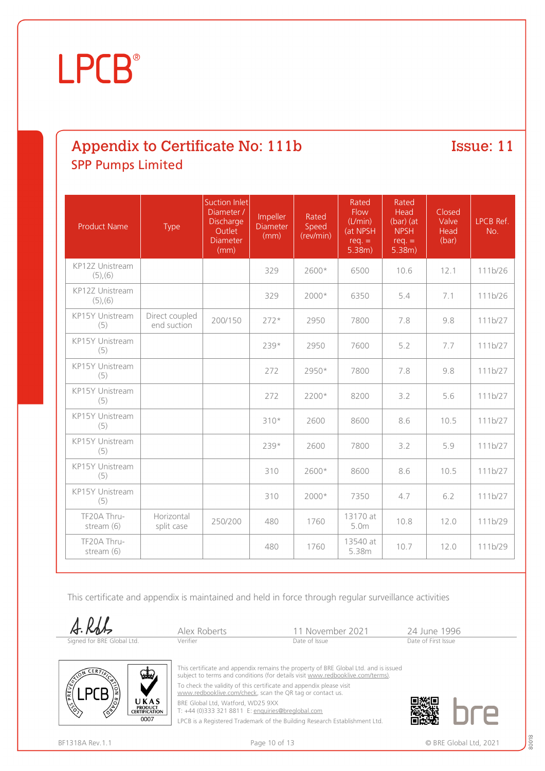# LPCB®

## Appendix to Certificate No: 111b

## Issue: 11

### SPP Pumps Limited

| Product Name | Type | Suction Inlet Diameter / Discharge Outlet Diameter (mm) | Impeller Diameter (mm) | Rated Speed (rev/min) | Rated Flow (L/min) (at NPSH req. = 5.38m) | Rated Head (bar) (at NPSH req. = 5.38m) | Closed Valve Head (bar) | LPCB Ref. No. |
|---|---|---|---|---|---|---|---|---|
| KP12Z Unistream (5),(6) | | | 329 | 2600* | 6500 | 10.6 | 12.1 | 111b/26 |
| KP12Z Unistream (5),(6) | | | 329 | 2000* | 6350 | 5.4 | 7.1 | 111b/26 |
| KP15Y Unistream (5) | Direct coupled end suction | 200/150 | 272* | 2950 | 7800 | 7.8 | 9.8 | 111b/27 |
| KP15Y Unistream (5) | | | 239* | 2950 | 7600 | 5.2 | 7.7 | 111b/27 |
| KP15Y Unistream (5) | | | 272 | 2950* | 7800 | 7.8 | 9.8 | 111b/27 |
| KP15Y Unistream (5) | | | 272 | 2200* | 8200 | 3.2 | 5.6 | 111b/27 |
| KP15Y Unistream (5) | | | 310* | 2600 | 8600 | 8.6 | 10.5 | 111b/27 |
| KP15Y Unistream (5) | | | 239* | 2600 | 7800 | 3.2 | 5.9 | 111b/27 |
| KP15Y Unistream (5) | | | 310 | 2600* | 8600 | 8.6 | 10.5 | 111b/27 |
| KP15Y Unistream (5) | | | 310 | 2000* | 7350 | 4.7 | 6.2 | 111b/27 |
| TF20A Thru-stream (6) | Horizontal split case | 250/200 | 480 | 1760 | 13170 at 5.0m | 10.8 | 12.0 | 111b/29 |
| TF20A Thru-stream (6) | | | 480 | 1760 | 13540 at 5.38m | 10.7 | 12.0 | 111b/29 |

This certificate and appendix is maintained and held in force through regular surveillance activities

| Signed for BRE Global Ltd. | Alex Roberts | 11 November 2021 | 24 June 1996 |
|---|---|---|---|
| | Verifier | Date of Issue | Date of First Issue |

This certificate and appendix remains the property of BRE Global Ltd. and is issued subject to terms and conditions (for details visit www.redbooklive.com/terms).

To check the validity of this certificate and appendix please visit www.redbooklive.com/check, scan the QR tag or contact us.

BRE Global Ltd, Watford, WD25 9XX
T: +44 (0)333 321 8811 E: enquiries@breglobal.com

LPCB is a Registered Trademark of the Building Research Establishment Ltd.

BF1318A Rev.1.1

© BRE Global Ltd, 2021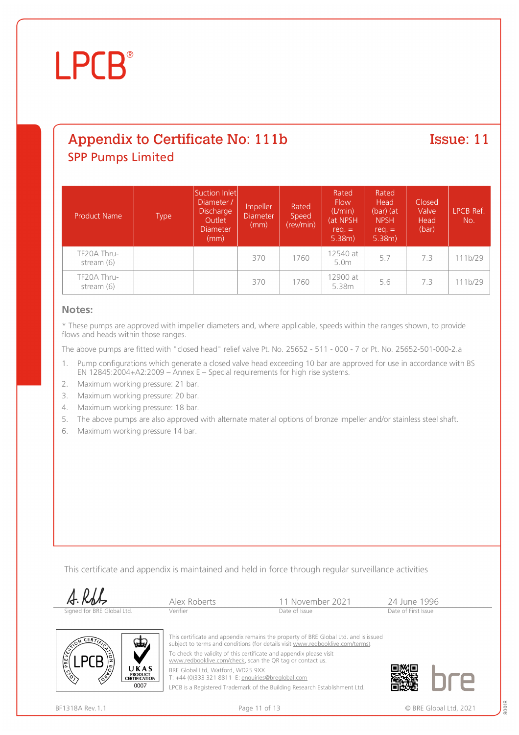# LPCB®

## Appendix to Certificate No: 111b

**Issue: 11**

### SPP Pumps Limited

| Product Name | Type | Suction Inlet Diameter / Discharge Outlet Diameter (mm) | Impeller Diameter (mm) | Rated Speed (rev/min) | Rated Flow (L/min) (at NPSH req. = 5.38m) | Rated Head (bar) (at NPSH req. = 5.38m) | Closed Valve Head (bar) | LPCB Ref. No. |
|---|---|---|---|---|---|---|---|---|
| TF20A Thru-stream (6) | | | 370 | 1760 | 12540 at 5.0m | 5.7 | 7.3 | 111b/29 |
| TF20A Thru-stream (6) | | | 370 | 1760 | 12900 at 5.38m | 5.6 | 7.3 | 111b/29 |

**Notes:**

* These pumps are approved with impeller diameters and, where applicable, speeds within the ranges shown, to provide flows and heads within those ranges.

The above pumps are fitted with "closed head" relief valve Pt. No. 25652 - 511 - 000 - 7 or Pt. No. 25652-501-000-2.a

1. Pump configurations which generate a closed valve head exceeding 10 bar are approved for use in accordance with BS EN 12845:2004+A2:2009 – Annex E – Special requirements for high rise systems.
2. Maximum working pressure: 21 bar.
3. Maximum working pressure: 20 bar.
4. Maximum working pressure: 18 bar.
5. The above pumps are also approved with alternate material options of bronze impeller and/or stainless steel shaft.
6. Maximum working pressure 14 bar.

This certificate and appendix is maintained and held in force through regular surveillance activities

| Signed for BRE Global Ltd. | Alex Roberts<br>Verifier | 11 November 2021<br>Date of Issue | 24 June 1996<br>Date of First Issue |
|---|---|---|---|

This certificate and appendix remains the property of BRE Global Ltd. and is issued subject to terms and conditions (for details visit www.redbooklive.com/terms).

To check the validity of this certificate and appendix please visit www.redbooklive.com/check, scan the QR tag or contact us.

BRE Global Ltd, Watford, WD25 9XX
T: +44 (0)333 321 8811 E: enquiries@breglobal.com

LPCB is a Registered Trademark of the Building Research Establishment Ltd.

BF1318A Rev.1.1

© BRE Global Ltd, 2021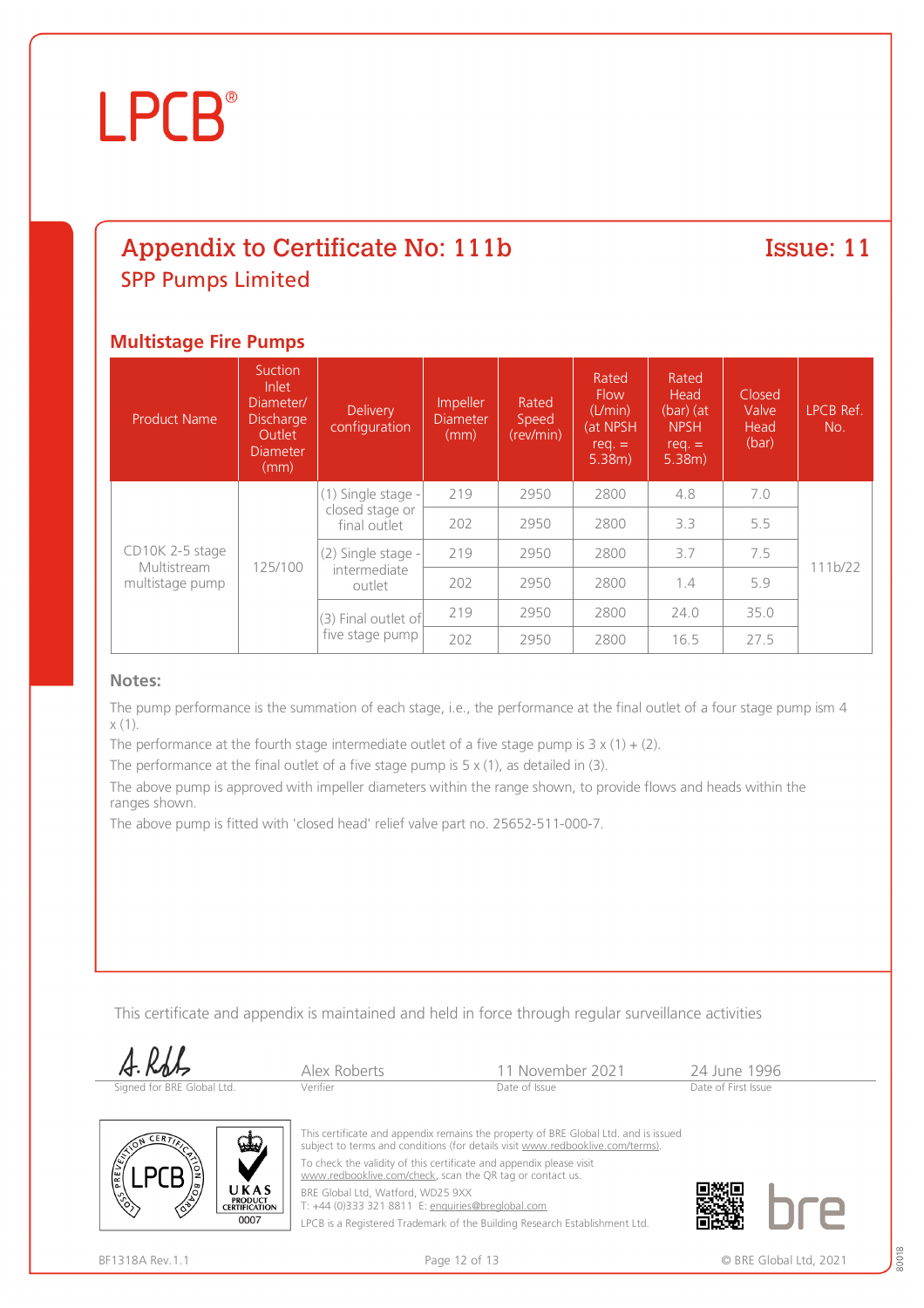# LPCB®

## Appendix to Certificate No: 111b — Issue: 11

### SPP Pumps Limited

### Multistage Fire Pumps

| Product Name | Suction Inlet Diameter/ Discharge Outlet Diameter (mm) | Delivery configuration | Impeller Diameter (mm) | Rated Speed (rev/min) | Rated Flow (L/min) (at NPSH req. = 5.38m) | Rated Head (bar) (at NPSH req. = 5.38m) | Closed Valve Head (bar) | LPCB Ref. No. |
|---|---|---|---|---|---|---|---|---|
| CD10K 2-5 stage Multistream multistage pump | 125/100 | (1) Single stage - closed stage or final outlet | 219 | 2950 | 2800 | 4.8 | 7.0 | 111b/22 |
| | | | 202 | 2950 | 2800 | 3.3 | 5.5 | |
| | | (2) Single stage - intermediate outlet | 219 | 2950 | 2800 | 3.7 | 7.5 | |
| | | | 202 | 2950 | 2800 | 1.4 | 5.9 | |
| | | (3) Final outlet of five stage pump | 219 | 2950 | 2800 | 24.0 | 35.0 | |
| | | | 202 | 2950 | 2800 | 16.5 | 27.5 | |

**Notes:**

The pump performance is the summation of each stage, i.e., the performance at the final outlet of a four stage pump ism 4 x (1).

The performance at the fourth stage intermediate outlet of a five stage pump is 3 x (1) + (2).

The performance at the final outlet of a five stage pump is 5 x (1), as detailed in (3).

The above pump is approved with impeller diameters within the range shown, to provide flows and heads within the ranges shown.

The above pump is fitted with 'closed head' relief valve part no. 25652-511-000-7.

This certificate and appendix is maintained and held in force through regular surveillance activities

| Signed for BRE Global Ltd. | Alex Roberts | 11 November 2021 | 24 June 1996 |
|---|---|---|---|
| | Verifier | Date of Issue | Date of First Issue |

This certificate and appendix remains the property of BRE Global Ltd. and is issued subject to terms and conditions (for details visit www.redbooklive.com/terms).

To check the validity of this certificate and appendix please visit www.redbooklive.com/check, scan the QR tag or contact us.

BRE Global Ltd, Watford, WD25 9XX
T: +44 (0)333 321 8811 E: enquiries@breglobal.com

LPCB is a Registered Trademark of the Building Research Establishment Ltd.

BF1318A Rev.1.1 © BRE Global Ltd, 2021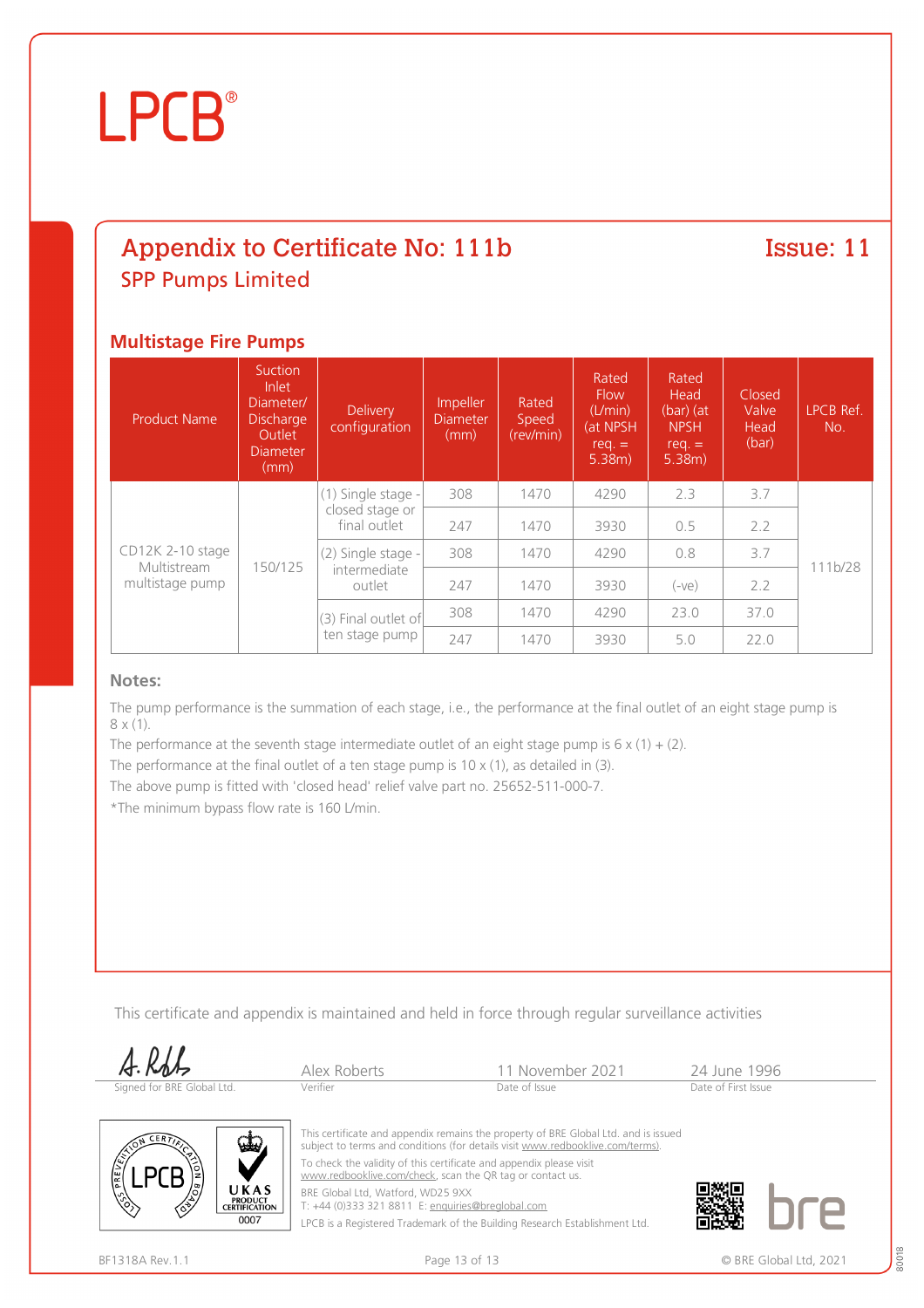# LPCB®

## Appendix to Certificate No: 111b — Issue: 11

SPP Pumps Limited

### Multistage Fire Pumps

| Product Name | Suction Inlet Diameter/ Discharge Outlet Diameter (mm) | Delivery configuration | Impeller Diameter (mm) | Rated Speed (rev/min) | Rated Flow (L/min) (at NPSH req. = 5.38m) | Rated Head (bar) (at NPSH req. = 5.38m) | Closed Valve Head (bar) | LPCB Ref. No. |
|---|---|---|---|---|---|---|---|---|
| CD12K 2-10 stage Multistream multistage pump | 150/125 | (1) Single stage - closed stage or final outlet | 308 | 1470 | 4290 | 2.3 | 3.7 | 111b/28 |
| | | | 247 | 1470 | 3930 | 0.5 | 2.2 | |
| | | (2) Single stage - intermediate outlet | 308 | 1470 | 4290 | 0.8 | 3.7 | |
| | | | 247 | 1470 | 3930 | (-ve) | 2.2 | |
| | | (3) Final outlet of ten stage pump | 308 | 1470 | 4290 | 23.0 | 37.0 | |
| | | | 247 | 1470 | 3930 | 5.0 | 22.0 | |

**Notes:**

The pump performance is the summation of each stage, i.e., the performance at the final outlet of an eight stage pump is 8 x (1).

The performance at the seventh stage intermediate outlet of an eight stage pump is 6 x (1) + (2).

The performance at the final outlet of a ten stage pump is 10 x (1), as detailed in (3).

The above pump is fitted with 'closed head' relief valve part no. 25652-511-000-7.

*The minimum bypass flow rate is 160 L/min.

This certificate and appendix is maintained and held in force through regular surveillance activities

| Signed for BRE Global Ltd. | Verifier | Date of Issue | Date of First Issue |
|---|---|---|---|
| A. Robb | Alex Roberts | 11 November 2021 | 24 June 1996 |

This certificate and appendix remains the property of BRE Global Ltd. and is issued subject to terms and conditions (for details visit www.redbooklive.com/terms).

To check the validity of this certificate and appendix please visit www.redbooklive.com/check, scan the QR tag or contact us.

BRE Global Ltd, Watford, WD25 9XX
T: +44 (0)333 321 8811 E: enquiries@breglobal.com

LPCB is a Registered Trademark of the Building Research Establishment Ltd.

BF1318A Rev.1.1 — © BRE Global Ltd, 2021